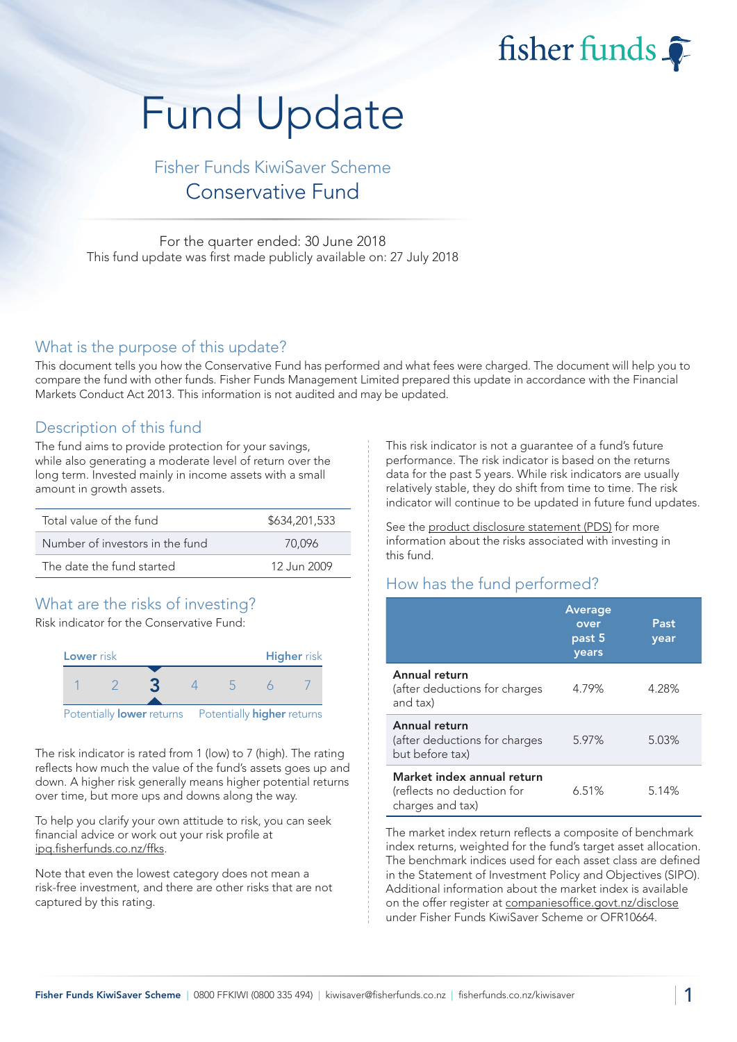fisher funds

# Fund Update

## Fisher Funds KiwiSaver Scheme

## Conservative Fund

For the quarter ended: 30 June 2018

This fund update was first made publicly available on: 27 July 2018

## What is the purpose of this update?

This document tells you how the Conservative Fund has performed and what fees were charged. The document will help you to compare the fund with other funds. Fisher Funds Management Limited prepared this update in accordance with the Financial Markets Conduct Act 2013. This information is not audited and may be updated.

## Description of this fund

The fund aims to provide protection for your savings, while also generating a moderate level of return over the long term. Invested mainly in income assets with a small amount in growth assets.

| | |
|---|---|
| Total value of the fund | $634,201,533 |
| Number of investors in the fund | 70,096 |
| The date the fund started | 12 Jun 2009 |

## What are the risks of investing?

Risk indicator for the Conservative Fund:

| Lower risk | | | | | | Higher risk |
|---|---|---|---|---|---|---|
| 1 | 2 | **3** | 4 | 5 | 6 | 7 |
| Potentially lower returns | | | | | | Potentially higher returns |

The risk indicator is rated from 1 (low) to 7 (high). The rating reflects how much the value of the fund's assets goes up and down. A higher risk generally means higher potential returns over time, but more ups and downs along the way.

To help you clarify your own attitude to risk, you can seek financial advice or work out your risk profile at ipq.fisherfunds.co.nz/ffks.

Note that even the lowest category does not mean a risk-free investment, and there are other risks that are not captured by this rating.

This risk indicator is not a guarantee of a fund's future performance. The risk indicator is based on the returns data for the past 5 years. While risk indicators are usually relatively stable, they do shift from time to time. The risk indicator will continue to be updated in future fund updates.

See the product disclosure statement (PDS) for more information about the risks associated with investing in this fund.

## How has the fund performed?

| | Average over past 5 years | Past year |
|---|---|---|
| **Annual return** (after deductions for charges and tax) | 4.79% | 4.28% |
| **Annual return** (after deductions for charges but before tax) | 5.97% | 5.03% |
| **Market index annual return** (reflects no deduction for charges and tax) | 6.51% | 5.14% |

The market index return reflects a composite of benchmark index returns, weighted for the fund's target asset allocation. The benchmark indices used for each asset class are defined in the Statement of Investment Policy and Objectives (SIPO). Additional information about the market index is available on the offer register at companiesoffice.govt.nz/disclose under Fisher Funds KiwiSaver Scheme or OFR10664.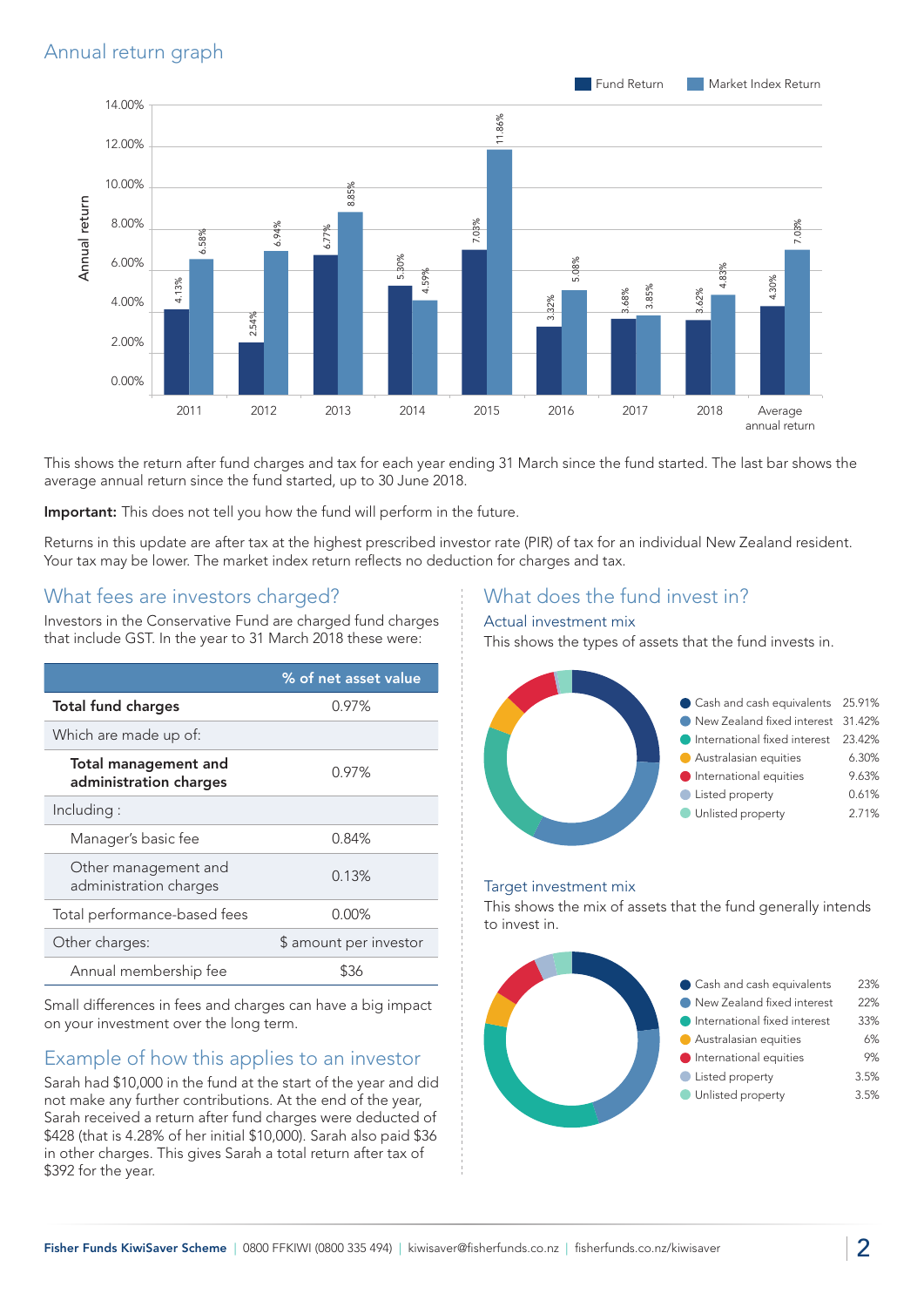## Annual return graph

| Year | Fund Return | Market Index Return |
|---|---|---|
| 2011 | 4.13% | 6.58% |
| 2012 | 2.54% | 6.94% |
| 2013 | 6.77% | 8.85% |
| 2014 | 5.30% | 4.59% |
| 2015 | 7.03% | 11.86% |
| 2016 | 3.32% | 5.08% |
| 2017 | 3.68% | 3.85% |
| 2018 | 3.62% | 4.83% |
| Average annual return | 4.30% | 7.03% |

This shows the return after fund charges and tax for each year ending 31 March since the fund started. The last bar shows the average annual return since the fund started, up to 30 June 2018.

**Important:** This does not tell you how the fund will perform in the future.

Returns in this update are after tax at the highest prescribed investor rate (PIR) of tax for an individual New Zealand resident. Your tax may be lower. The market index return reflects no deduction for charges and tax.

## What fees are investors charged?

Investors in the Conservative Fund are charged fund charges that include GST. In the year to 31 March 2018 these were:

| | % of net asset value |
|---|---|
| **Total fund charges** | 0.97% |
| Which are made up of: | |
| **Total management and administration charges** | 0.97% |
| Including : | |
| Manager's basic fee | 0.84% |
| Other management and administration charges | 0.13% |
| Total performance-based fees | 0.00% |
| Other charges: | $ amount per investor |
| Annual membership fee | $36 |

Small differences in fees and charges can have a big impact on your investment over the long term.

## Example of how this applies to an investor

Sarah had $10,000 in the fund at the start of the year and did not make any further contributions. At the end of the year, Sarah received a return after fund charges were deducted of $428 (that is 4.28% of her initial $10,000). Sarah also paid $36 in other charges. This gives Sarah a total return after tax of $392 for the year.

## What does the fund invest in?

### Actual investment mix

This shows the types of assets that the fund invests in.

| Asset type | % |
|---|---|
| Cash and cash equivalents | 25.91% |
| New Zealand fixed interest | 31.42% |
| International fixed interest | 23.42% |
| Australasian equities | 6.30% |
| International equities | 9.63% |
| Listed property | 0.61% |
| Unlisted property | 2.71% |

### Target investment mix

This shows the mix of assets that the fund generally intends to invest in.

| Asset type | % |
|---|---|
| Cash and cash equivalents | 23% |
| New Zealand fixed interest | 22% |
| International fixed interest | 33% |
| Australasian equities | 6% |
| International equities | 9% |
| Listed property | 3.5% |
| Unlisted property | 3.5% |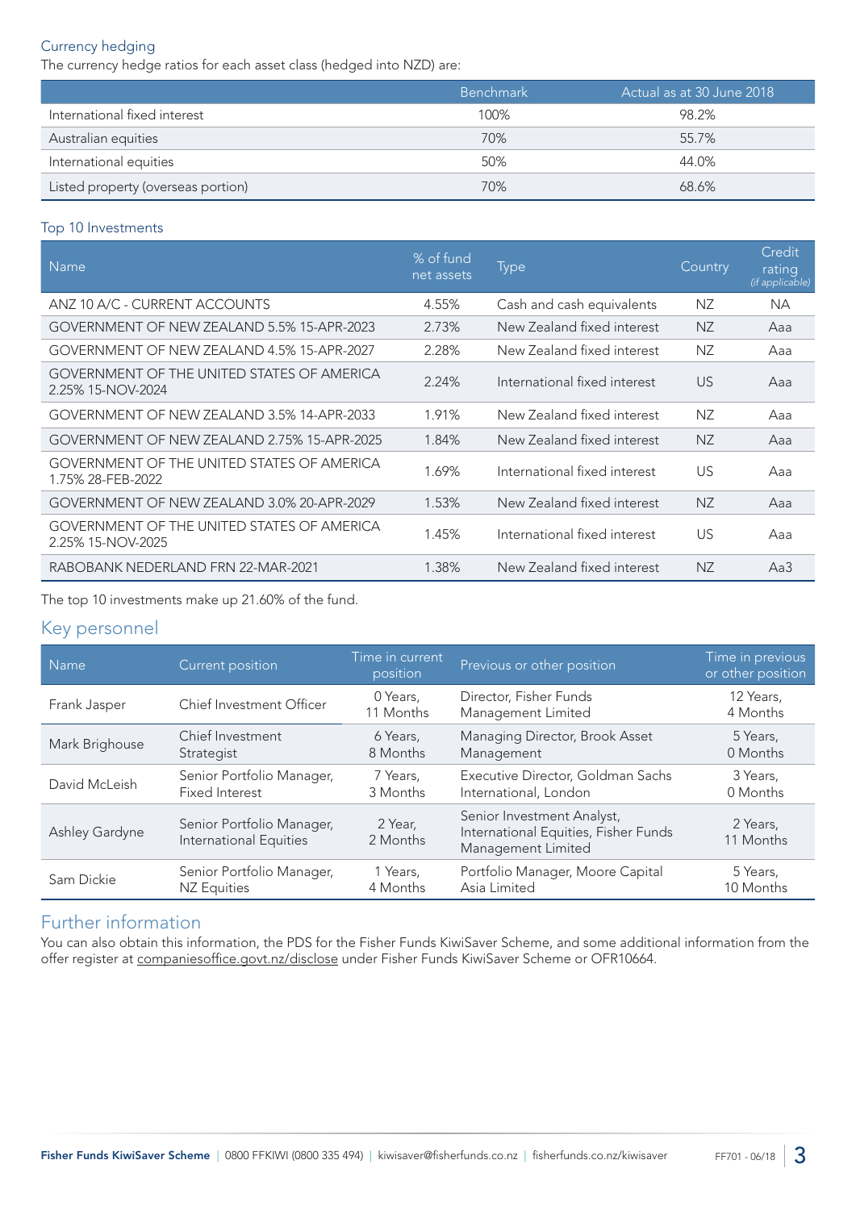### Currency hedging

The currency hedge ratios for each asset class (hedged into NZD) are:

| | Benchmark | Actual as at 30 June 2018 |
|---|---|---|
| International fixed interest | 100% | 98.2% |
| Australian equities | 70% | 55.7% |
| International equities | 50% | 44.0% |
| Listed property (overseas portion) | 70% | 68.6% |

### Top 10 Investments

| Name | % of fund net assets | Type | Country | Credit rating *(if applicable)* |
|---|---|---|---|---|
| ANZ 10 A/C - CURRENT ACCOUNTS | 4.55% | Cash and cash equivalents | NZ | NA |
| GOVERNMENT OF NEW ZEALAND 5.5% 15-APR-2023 | 2.73% | New Zealand fixed interest | NZ | Aaa |
| GOVERNMENT OF NEW ZEALAND 4.5% 15-APR-2027 | 2.28% | New Zealand fixed interest | NZ | Aaa |
| GOVERNMENT OF THE UNITED STATES OF AMERICA 2.25% 15-NOV-2024 | 2.24% | International fixed interest | US | Aaa |
| GOVERNMENT OF NEW ZEALAND 3.5% 14-APR-2033 | 1.91% | New Zealand fixed interest | NZ | Aaa |
| GOVERNMENT OF NEW ZEALAND 2.75% 15-APR-2025 | 1.84% | New Zealand fixed interest | NZ | Aaa |
| GOVERNMENT OF THE UNITED STATES OF AMERICA 1.75% 28-FEB-2022 | 1.69% | International fixed interest | US | Aaa |
| GOVERNMENT OF NEW ZEALAND 3.0% 20-APR-2029 | 1.53% | New Zealand fixed interest | NZ | Aaa |
| GOVERNMENT OF THE UNITED STATES OF AMERICA 2.25% 15-NOV-2025 | 1.45% | International fixed interest | US | Aaa |
| RABOBANK NEDERLAND FRN 22-MAR-2021 | 1.38% | New Zealand fixed interest | NZ | Aa3 |

The top 10 investments make up 21.60% of the fund.

## Key personnel

| Name | Current position | Time in current position | Previous or other position | Time in previous or other position |
|---|---|---|---|---|
| Frank Jasper | Chief Investment Officer | 0 Years, 11 Months | Director, Fisher Funds Management Limited | 12 Years, 4 Months |
| Mark Brighouse | Chief Investment Strategist | 6 Years, 8 Months | Managing Director, Brook Asset Management | 5 Years, 0 Months |
| David McLeish | Senior Portfolio Manager, Fixed Interest | 7 Years, 3 Months | Executive Director, Goldman Sachs International, London | 3 Years, 0 Months |
| Ashley Gardyne | Senior Portfolio Manager, International Equities | 2 Year, 2 Months | Senior Investment Analyst, International Equities, Fisher Funds Management Limited | 2 Years, 11 Months |
| Sam Dickie | Senior Portfolio Manager, NZ Equities | 1 Years, 4 Months | Portfolio Manager, Moore Capital Asia Limited | 5 Years, 10 Months |

## Further information

You can also obtain this information, the PDS for the Fisher Funds KiwiSaver Scheme, and some additional information from the offer register at companiesoffice.govt.nz/disclose under Fisher Funds KiwiSaver Scheme or OFR10664.